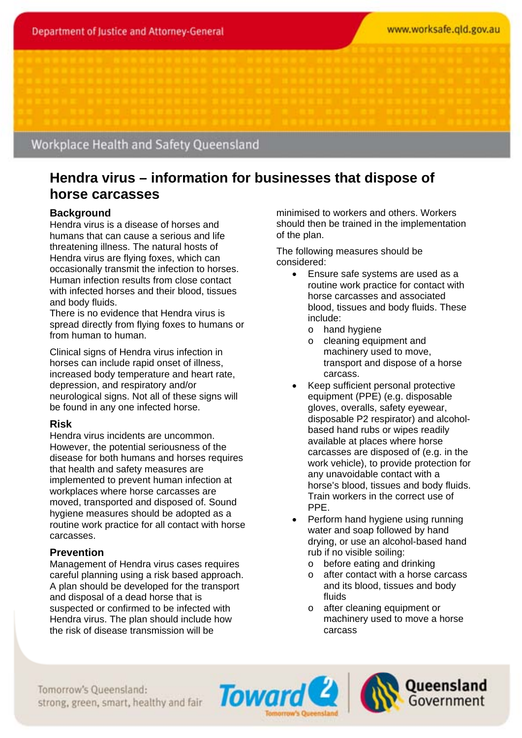Department of Justice and Attorney-General

Workplace Health and Safety Queensland

# Hendra virus – information for businesses that dispose of horse carcasses

## Background

Hendra virus is a disease of horses and humans that can cause a serious and life threatening illness. The natural hosts of Hendra virus are flying foxes, which can occasionally transmit the infection to horses. Human infection results from close contact with infected horses and their blood, tissues and body fluids.
There is no evidence that Hendra virus is spread directly from flying foxes to humans or from human to human.

Clinical signs of Hendra virus infection in horses can include rapid onset of illness, increased body temperature and heart rate, depression, and respiratory and/or neurological signs. Not all of these signs will be found in any one infected horse.

## Risk

Hendra virus incidents are uncommon. However, the potential seriousness of the disease for both humans and horses requires that health and safety measures are implemented to prevent human infection at workplaces where horse carcasses are moved, transported and disposed of. Sound hygiene measures should be adopted as a routine work practice for all contact with horse carcasses.

## Prevention

Management of Hendra virus cases requires careful planning using a risk based approach. A plan should be developed for the transport and disposal of a dead horse that is suspected or confirmed to be infected with Hendra virus. The plan should include how the risk of disease transmission will be minimised to workers and others. Workers should then be trained in the implementation of the plan.

The following measures should be considered:

- Ensure safe systems are used as a routine work practice for contact with horse carcasses and associated blood, tissues and body fluids. These include:
  - hand hygiene
  - cleaning equipment and machinery used to move, transport and dispose of a horse carcass.
- Keep sufficient personal protective equipment (PPE) (e.g. disposable gloves, overalls, safety eyewear, disposable P2 respirator) and alcohol-based hand rubs or wipes readily available at places where horse carcasses are disposed of (e.g. in the work vehicle), to provide protection for any unavoidable contact with a horse's blood, tissues and body fluids. Train workers in the correct use of PPE.
- Perform hand hygiene using running water and soap followed by hand drying, or use an alcohol-based hand rub if no visible soiling:
  - before eating and drinking
  - after contact with a horse carcass and its blood, tissues and body fluids
  - after cleaning equipment or machinery used to move a horse carcass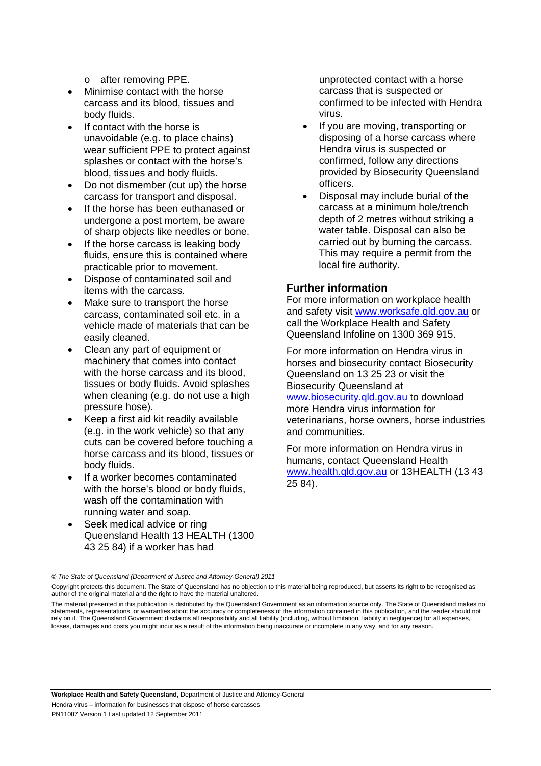- after removing PPE.

- Minimise contact with the horse carcass and its blood, tissues and body fluids.
- If contact with the horse is unavoidable (e.g. to place chains) wear sufficient PPE to protect against splashes or contact with the horse's blood, tissues and body fluids.
- Do not dismember (cut up) the horse carcass for transport and disposal.
- If the horse has been euthanased or undergone a post mortem, be aware of sharp objects like needles or bone.
- If the horse carcass is leaking body fluids, ensure this is contained where practicable prior to movement.
- Dispose of contaminated soil and items with the carcass.
- Make sure to transport the horse carcass, contaminated soil etc. in a vehicle made of materials that can be easily cleaned.
- Clean any part of equipment or machinery that comes into contact with the horse carcass and its blood, tissues or body fluids. Avoid splashes when cleaning (e.g. do not use a high pressure hose).
- Keep a first aid kit readily available (e.g. in the work vehicle) so that any cuts can be covered before touching a horse carcass and its blood, tissues or body fluids.
- If a worker becomes contaminated with the horse's blood or body fluids, wash off the contamination with running water and soap.
- Seek medical advice or ring Queensland Health 13 HEALTH (1300 43 25 84) if a worker has had unprotected contact with a horse carcass that is suspected or confirmed to be infected with Hendra virus.
- If you are moving, transporting or disposing of a horse carcass where Hendra virus is suspected or confirmed, follow any directions provided by Biosecurity Queensland officers.
- Disposal may include burial of the carcass at a minimum hole/trench depth of 2 metres without striking a water table. Disposal can also be carried out by burning the carcass. This may require a permit from the local fire authority.

## Further information

For more information on workplace health and safety visit www.worksafe.qld.gov.au or call the Workplace Health and Safety Queensland Infoline on 1300 369 915.

For more information on Hendra virus in horses and biosecurity contact Biosecurity Queensland on 13 25 23 or visit the Biosecurity Queensland at www.biosecurity.qld.gov.au to download more Hendra virus information for veterinarians, horse owners, horse industries and communities.

For more information on Hendra virus in humans, contact Queensland Health www.health.qld.gov.au or 13HEALTH (13 43 25 84).

*© The State of Queensland (Department of Justice and Attorney-General) 2011*

Copyright protects this document. The State of Queensland has no objection to this material being reproduced, but asserts its right to be recognised as author of the original material and the right to have the material unaltered.

The material presented in this publication is distributed by the Queensland Government as an information source only. The State of Queensland makes no statements, representations, or warranties about the accuracy or completeness of the information contained in this publication, and the reader should not rely on it. The Queensland Government disclaims all responsibility and all liability (including, without limitation, liability in negligence) for all expenses, losses, damages and costs you might incur as a result of the information being inaccurate or incomplete in any way, and for any reason.

**Workplace Health and Safety Queensland,** Department of Justice and Attorney-General

Hendra virus – information for businesses that dispose of horse carcasses

PN11087 Version 1 Last updated 12 September 2011